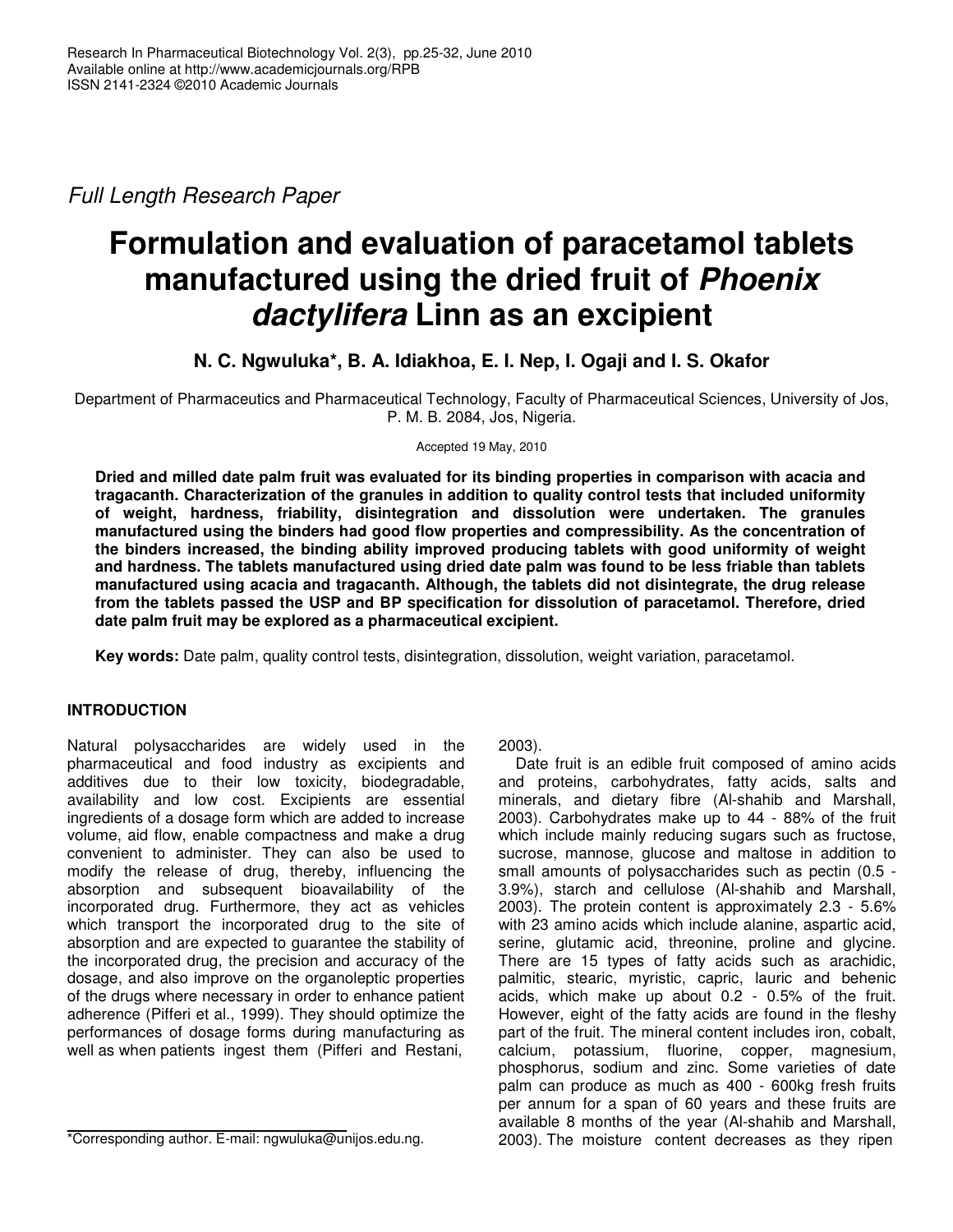*Full Length Research Paper*

# Formulation and evaluation of paracetamol tablets manufactured using the dried fruit of *Phoenix dactylifera* Linn as an excipient

**N. C. Ngwuluka\*, B. A. Idiakhoa, E. I. Nep, I. Ogaji and I. S. Okafor**

Department of Pharmaceutics and Pharmaceutical Technology, Faculty of Pharmaceutical Sciences, University of Jos, P. M. B. 2084, Jos, Nigeria.

Accepted 19 May, 2010

**Dried and milled date palm fruit was evaluated for its binding properties in comparison with acacia and tragacanth. Characterization of the granules in addition to quality control tests that included uniformity of weight, hardness, friability, disintegration and dissolution were undertaken. The granules manufactured using the binders had good flow properties and compressibility. As the concentration of the binders increased, the binding ability improved producing tablets with good uniformity of weight and hardness. The tablets manufactured using dried date palm was found to be less friable than tablets manufactured using acacia and tragacanth. Although, the tablets did not disintegrate, the drug release from the tablets passed the USP and BP specification for dissolution of paracetamol. Therefore, dried date palm fruit may be explored as a pharmaceutical excipient.**

**Key words:** Date palm, quality control tests, disintegration, dissolution, weight variation, paracetamol.

## INTRODUCTION

Natural polysaccharides are widely used in the pharmaceutical and food industry as excipients and additives due to their low toxicity, biodegradable, availability and low cost. Excipients are essential ingredients of a dosage form which are added to increase volume, aid flow, enable compactness and make a drug convenient to administer. They can also be used to modify the release of drug, thereby, influencing the absorption and subsequent bioavailability of the incorporated drug. Furthermore, they act as vehicles which transport the incorporated drug to the site of absorption and are expected to guarantee the stability of the incorporated drug, the precision and accuracy of the dosage, and also improve on the organoleptic properties of the drugs where necessary in order to enhance patient adherence (Pifferi et al., 1999). They should optimize the performances of dosage forms during manufacturing as well as when patients ingest them (Pifferi and Restani, 2003).

Date fruit is an edible fruit composed of amino acids and proteins, carbohydrates, fatty acids, salts and minerals, and dietary fibre (Al-shahib and Marshall, 2003). Carbohydrates make up to 44 - 88% of the fruit which include mainly reducing sugars such as fructose, sucrose, mannose, glucose and maltose in addition to small amounts of polysaccharides such as pectin (0.5 - 3.9%), starch and cellulose (Al-shahib and Marshall, 2003). The protein content is approximately 2.3 - 5.6% with 23 amino acids which include alanine, aspartic acid, serine, glutamic acid, threonine, proline and glycine. There are 15 types of fatty acids such as arachidic, palmitic, stearic, myristic, capric, lauric and behenic acids, which make up about 0.2 - 0.5% of the fruit. However, eight of the fatty acids are found in the fleshy part of the fruit. The mineral content includes iron, cobalt, calcium, potassium, fluorine, copper, magnesium, phosphorus, sodium and zinc. Some varieties of date palm can produce as much as 400 - 600kg fresh fruits per annum for a span of 60 years and these fruits are available 8 months of the year (Al-shahib and Marshall, 2003). The moisture content decreases as they ripen

\*Corresponding author. E-mail: ngwuluka@unijos.edu.ng.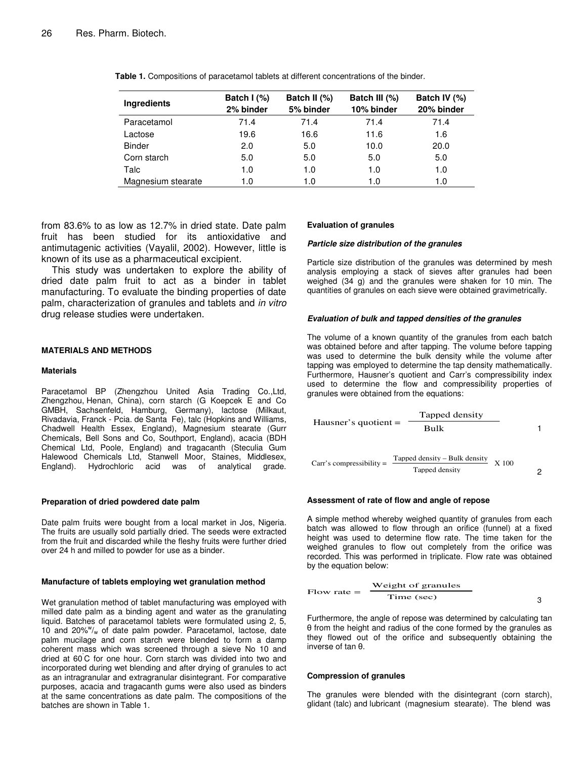**Table 1.** Compositions of paracetamol tablets at different concentrations of the binder.

| Ingredients | Batch I (%) 2% binder | Batch II (%) 5% binder | Batch III (%) 10% binder | Batch IV (%) 20% binder |
|---|---|---|---|---|
| Paracetamol | 71.4 | 71.4 | 71.4 | 71.4 |
| Lactose | 19.6 | 16.6 | 11.6 | 1.6 |
| Binder | 2.0 | 5.0 | 10.0 | 20.0 |
| Corn starch | 5.0 | 5.0 | 5.0 | 5.0 |
| Talc | 1.0 | 1.0 | 1.0 | 1.0 |
| Magnesium stearate | 1.0 | 1.0 | 1.0 | 1.0 |

from 83.6% to as low as 12.7% in dried state. Date palm fruit has been studied for its antioxidative and antimutagenic activities (Vayalil, 2002). However, little is known of its use as a pharmaceutical excipient.

This study was undertaken to explore the ability of dried date palm fruit to act as a binder in tablet manufacturing. To evaluate the binding properties of date palm, characterization of granules and tablets and *in vitro* drug release studies were undertaken.

## MATERIALS AND METHODS

### Materials

Paracetamol BP (Zhengzhou United Asia Trading Co.,Ltd, Zhengzhou, Henan, China), corn starch (G Koepcek E and Co GMBH, Sachsenfeld, Hamburg, Germany), lactose (Milkaut, Rivadavia, Franck - Pcia. de Santa Fe), talc (Hopkins and Williams, Chadwell Health Essex, England), Magnesium stearate (Gurr Chemicals, Bell Sons and Co, Southport, England), acacia (BDH Chemical Ltd, Poole, England) and tragacanth (Steculia Gum Halewood Chemicals Ltd, Stanwell Moor, Staines, Middlesex, England). Hydrochloric acid was of analytical grade.

### Preparation of dried powdered date palm

Date palm fruits were bought from a local market in Jos, Nigeria. The fruits are usually sold partially dried. The seeds were extracted from the fruit and discarded while the fleshy fruits were further dried over 24 h and milled to powder for use as a binder.

### Manufacture of tablets employing wet granulation method

Wet granulation method of tablet manufacturing was employed with milled date palm as a binding agent and water as the granulating liquid. Batches of paracetamol tablets were formulated using 2, 5, 10 and 20%$^{w}/_{w}$ of date palm powder. Paracetamol, lactose, date palm mucilage and corn starch were blended to form a damp coherent mass which was screened through a sieve No 10 and dried at 60°C for one hour. Corn starch was divided into two and incorporated during wet blending and after drying of granules to act as an intragranular and extragranular disintegrant. For comparative purposes, acacia and tragacanth gums were also used as binders at the same concentrations as date palm. The compositions of the batches are shown in Table 1.

### Evaluation of granules

#### *Particle size distribution of the granules*

Particle size distribution of the granules was determined by mesh analysis employing a stack of sieves after granules had been weighed (34 g) and the granules were shaken for 10 min. The quantities of granules on each sieve were obtained gravimetrically.

#### *Evaluation of bulk and tapped densities of the granules*

The volume of a known quantity of the granules from each batch was obtained before and after tapping. The volume before tapping was used to determine the bulk density while the volume after tapping was employed to determine the tap density mathematically. Furthermore, Hausner's quotient and Carr's compressibility index used to determine the flow and compressibility properties of granules were obtained from the equations:

$$\text{Hausner's quotient} = \frac{\text{Tapped density}}{\text{Bulk}} \qquad 1$$

$$\text{Carr's compressibility} = \frac{\text{Tapped density} - \text{Bulk density}}{\text{Tapped density}} \times 100 \qquad 2$$

### Assessment of rate of flow and angle of repose

A simple method whereby weighed quantity of granules from each batch was allowed to flow through an orifice (funnel) at a fixed height was used to determine flow rate. The time taken for the weighed granules to flow out completely from the orifice was recorded. This was performed in triplicate. Flow rate was obtained by the equation below:

$$\text{Flow rate} = \frac{\text{Weight of granules}}{\text{Time (sec)}} \qquad 3$$

Furthermore, the angle of repose was determined by calculating tan θ from the height and radius of the cone formed by the granules as they flowed out of the orifice and subsequently obtaining the inverse of tan θ.

### Compression of granules

The granules were blended with the disintegrant (corn starch), glidant (talc) and lubricant (magnesium stearate). The blend was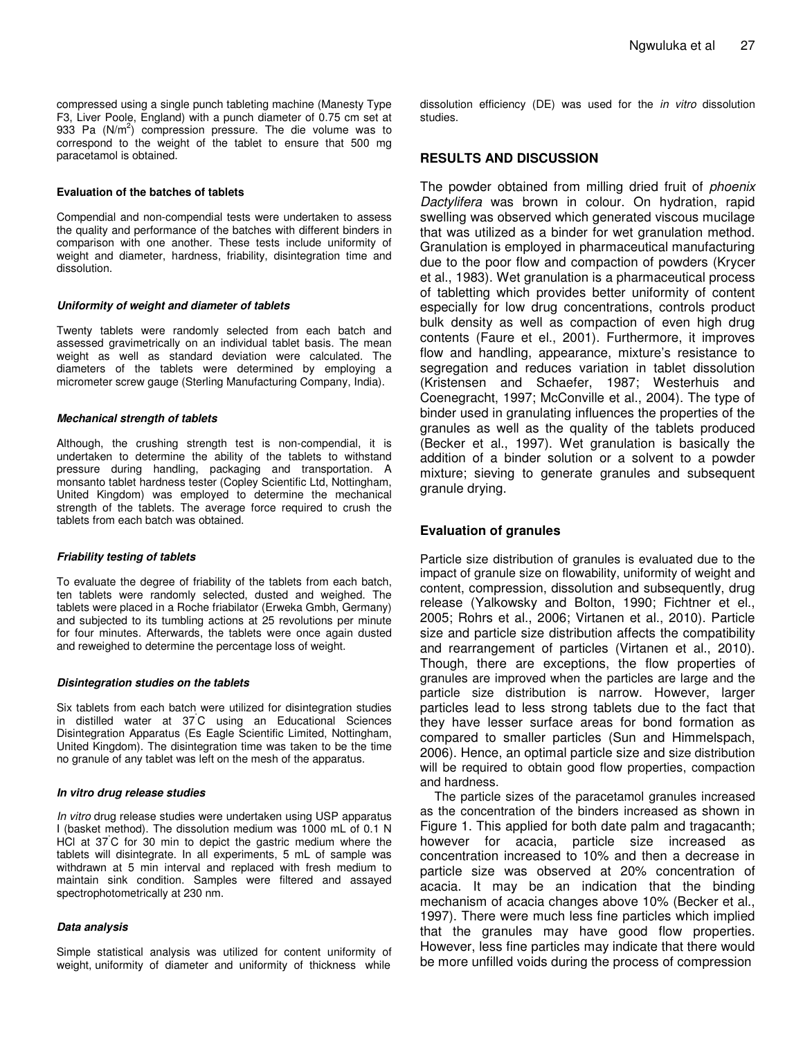compressed using a single punch tableting machine (Manesty Type F3, Liver Poole, England) with a punch diameter of 0.75 cm set at 933 Pa ($N/m^2$) compression pressure. The die volume was to correspond to the weight of the tablet to ensure that 500 mg paracetamol is obtained.

#### Evaluation of the batches of tablets

Compendial and non-compendial tests were undertaken to assess the quality and performance of the batches with different binders in comparison with one another. These tests include uniformity of weight and diameter, hardness, friability, disintegration time and dissolution.

##### *Uniformity of weight and diameter of tablets*

Twenty tablets were randomly selected from each batch and assessed gravimetrically on an individual tablet basis. The mean weight as well as standard deviation were calculated. The diameters of the tablets were determined by employing a micrometer screw gauge (Sterling Manufacturing Company, India).

##### *Mechanical strength of tablets*

Although, the crushing strength test is non-compendial, it is undertaken to determine the ability of the tablets to withstand pressure during handling, packaging and transportation. A monsanto tablet hardness tester (Copley Scientific Ltd, Nottingham, United Kingdom) was employed to determine the mechanical strength of the tablets. The average force required to crush the tablets from each batch was obtained.

##### *Friability testing of tablets*

To evaluate the degree of friability of the tablets from each batch, ten tablets were randomly selected, dusted and weighed. The tablets were placed in a Roche friabilator (Erweka Gmbh, Germany) and subjected to its tumbling actions at 25 revolutions per minute for four minutes. Afterwards, the tablets were once again dusted and reweighed to determine the percentage loss of weight.

##### *Disintegration studies on the tablets*

Six tablets from each batch were utilized for disintegration studies in distilled water at 37°C using an Educational Sciences Disintegration Apparatus (Es Eagle Scientific Limited, Nottingham, United Kingdom). The disintegration time was taken to be the time no granule of any tablet was left on the mesh of the apparatus.

##### *In vitro drug release studies*

*In vitro* drug release studies were undertaken using USP apparatus I (basket method). The dissolution medium was 1000 mL of 0.1 N HCl at 37°C for 30 min to depict the gastric medium where the tablets will disintegrate. In all experiments, 5 mL of sample was withdrawn at 5 min interval and replaced with fresh medium to maintain sink condition. Samples were filtered and assayed spectrophotometrically at 230 nm.

##### *Data analysis*

Simple statistical analysis was utilized for content uniformity of weight, uniformity of diameter and uniformity of thickness while dissolution efficiency (DE) was used for the *in vitro* dissolution studies.

## RESULTS AND DISCUSSION

The powder obtained from milling dried fruit of *phoenix Dactylifera* was brown in colour. On hydration, rapid swelling was observed which generated viscous mucilage that was utilized as a binder for wet granulation method. Granulation is employed in pharmaceutical manufacturing due to the poor flow and compaction of powders (Krycer et al., 1983). Wet granulation is a pharmaceutical process of tabletting which provides better uniformity of content especially for low drug concentrations, controls product bulk density as well as compaction of even high drug contents (Faure et el., 2001). Furthermore, it improves flow and handling, appearance, mixture's resistance to segregation and reduces variation in tablet dissolution (Kristensen and Schaefer, 1987; Westerhuis and Coenegracht, 1997; McConville et al., 2004). The type of binder used in granulating influences the properties of the granules as well as the quality of the tablets produced (Becker et al., 1997). Wet granulation is basically the addition of a binder solution or a solvent to a powder mixture; sieving to generate granules and subsequent granule drying.

### Evaluation of granules

Particle size distribution of granules is evaluated due to the impact of granule size on flowability, uniformity of weight and content, compression, dissolution and subsequently, drug release (Yalkowsky and Bolton, 1990; Fichtner et el., 2005; Rohrs et al., 2006; Virtanen et al., 2010). Particle size and particle size distribution affects the compatibility and rearrangement of particles (Virtanen et al., 2010). Though, there are exceptions, the flow properties of granules are improved when the particles are large and the particle size distribution is narrow. However, larger particles lead to less strong tablets due to the fact that they have lesser surface areas for bond formation as compared to smaller particles (Sun and Himmelspach, 2006). Hence, an optimal particle size and size distribution will be required to obtain good flow properties, compaction and hardness.

The particle sizes of the paracetamol granules increased as the concentration of the binders increased as shown in Figure 1. This applied for both date palm and tragacanth; however for acacia, particle size increased as concentration increased to 10% and then a decrease in particle size was observed at 20% concentration of acacia. It may be an indication that the binding mechanism of acacia changes above 10% (Becker et al., 1997). There were much less fine particles which implied that the granules may have good flow properties. However, less fine particles may indicate that there would be more unfilled voids during the process of compression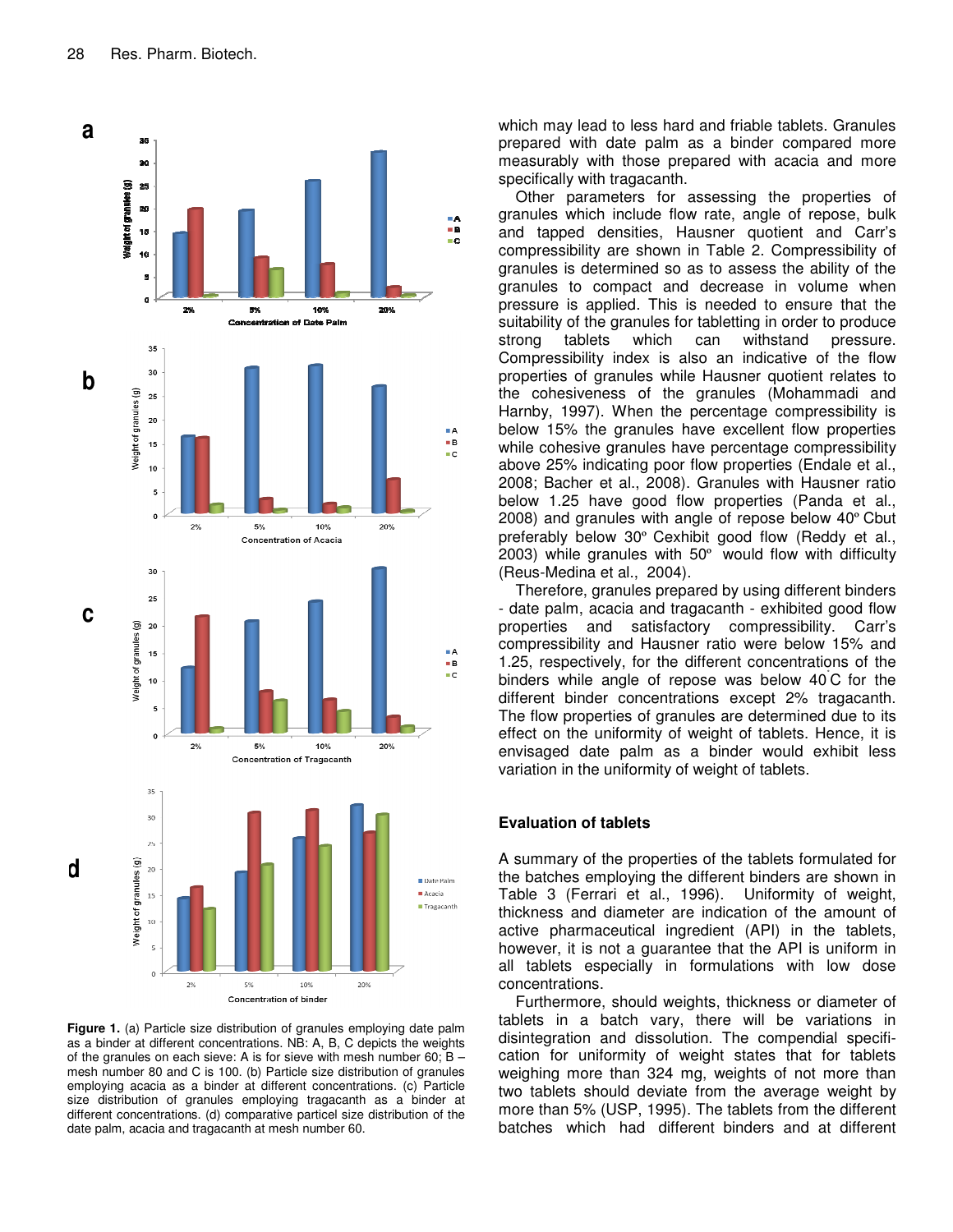a

35
30
25
20
15
10
5
0

Weight of granules (g)

2%
5%
10%
20%

Concentration of Date Palm

A
B
C

b

35
30
25
20
15
10
5
0

Weight of granules (g)

2%
5%
10%
20%

Concentration of Acacia

A
B
C

c

30
25
20
15
10
5
0

Weight of granules (g)

2%
5%
10%
20%

Concentration of Tragacanth

A
B
C

d

35
30
25
20
15
10
5
0

Weight of granules (g)

2%
5%
10%
20%

Concentration of binder

Date Palm
Acacia
Tragacanth

**Figure 1.** (a) Particle size distribution of granules employing date palm as a binder at different concentrations. NB: A, B, C depicts the weights of the granules on each sieve: A is for sieve with mesh number 60; B – mesh number 80 and C is 100. (b) Particle size distribution of granules employing acacia as a binder at different concentrations. (c) Particle size distribution of granules employing tragacanth as a binder at different concentrations. (d) comparative particel size distribution of the date palm, acacia and tragacanth at mesh number 60.

which may lead to less hard and friable tablets. Granules prepared with date palm as a binder compared more measurably with those prepared with acacia and more specifically with tragacanth.

Other parameters for assessing the properties of granules which include flow rate, angle of repose, bulk and tapped densities, Hausner quotient and Carr's compressibility are shown in Table 2. Compressibility of granules is determined so as to assess the ability of the granules to compact and decrease in volume when pressure is applied. This is needed to ensure that the suitability of the granules for tabletting in order to produce strong tablets which can withstand pressure. Compressibility index is also an indicative of the flow properties of granules while Hausner quotient relates to the cohesiveness of the granules (Mohammadi and Harnby, 1997). When the percentage compressibility is below 15% the granules have excellent flow properties while cohesive granules have percentage compressibility above 25% indicating poor flow properties (Endale et al., 2008; Bacher et al., 2008). Granules with Hausner ratio below 1.25 have good flow properties (Panda et al., 2008) and granules with angle of repose below 40º Cbut preferably below 30º Cexhibit good flow (Reddy et al., 2003) while granules with 50º would flow with difficulty (Reus-Medina et al., 2004).

Therefore, granules prepared by using different binders - date palm, acacia and tragacanth - exhibited good flow properties and satisfactory compressibility. Carr's compressibility and Hausner ratio were below 15% and 1.25, respectively, for the different concentrations of the binders while angle of repose was below 40°C for the different binder concentrations except 2% tragacanth. The flow properties of granules are determined due to its effect on the uniformity of weight of tablets. Hence, it is envisaged date palm as a binder would exhibit less variation in the uniformity of weight of tablets.

## Evaluation of tablets

A summary of the properties of the tablets formulated for the batches employing the different binders are shown in Table 3 (Ferrari et al., 1996). Uniformity of weight, thickness and diameter are indication of the amount of active pharmaceutical ingredient (API) in the tablets, however, it is not a guarantee that the API is uniform in all tablets especially in formulations with low dose concentrations.

Furthermore, should weights, thickness or diameter of tablets in a batch vary, there will be variations in disintegration and dissolution. The compendial specification for uniformity of weight states that for tablets weighing more than 324 mg, weights of not more than two tablets should deviate from the average weight by more than 5% (USP, 1995). The tablets from the different batches which had different binders and at different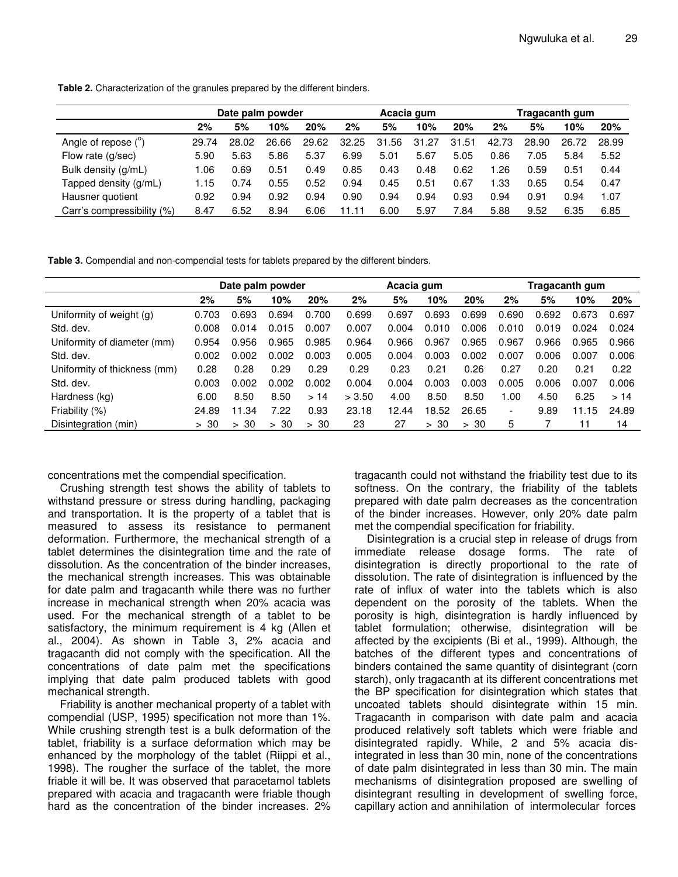**Table 2.** Characterization of the granules prepared by the different binders.

| | Date palm powder | | | | Acacia gum | | | | Tragacanth gum | | | |
|---|---|---|---|---|---|---|---|---|---|---|---|---|
| | 2% | 5% | 10% | 20% | 2% | 5% | 10% | 20% | 2% | 5% | 10% | 20% |
| Angle of repose (°) | 29.74 | 28.02 | 26.66 | 29.62 | 32.25 | 31.56 | 31.27 | 31.51 | 42.73 | 28.90 | 26.72 | 28.99 |
| Flow rate (g/sec) | 5.90 | 5.63 | 5.86 | 5.37 | 6.99 | 5.01 | 5.67 | 5.05 | 0.86 | 7.05 | 5.84 | 5.52 |
| Bulk density (g/mL) | 1.06 | 0.69 | 0.51 | 0.49 | 0.85 | 0.43 | 0.48 | 0.62 | 1.26 | 0.59 | 0.51 | 0.44 |
| Tapped density (g/mL) | 1.15 | 0.74 | 0.55 | 0.52 | 0.94 | 0.45 | 0.51 | 0.67 | 1.33 | 0.65 | 0.54 | 0.47 |
| Hausner quotient | 0.92 | 0.94 | 0.92 | 0.94 | 0.90 | 0.94 | 0.94 | 0.93 | 0.94 | 0.91 | 0.94 | 1.07 |
| Carr's compressibility (%) | 8.47 | 6.52 | 8.94 | 6.06 | 11.11 | 6.00 | 5.97 | 7.84 | 5.88 | 9.52 | 6.35 | 6.85 |

**Table 3.** Compendial and non-compendial tests for tablets prepared by the different binders.

| | Date palm powder | | | | Acacia gum | | | | Tragacanth gum | | | |
|---|---|---|---|---|---|---|---|---|---|---|---|---|
| | 2% | 5% | 10% | 20% | 2% | 5% | 10% | 20% | 2% | 5% | 10% | 20% |
| Uniformity of weight (g) | 0.703 | 0.693 | 0.694 | 0.700 | 0.699 | 0.697 | 0.693 | 0.699 | 0.690 | 0.692 | 0.673 | 0.697 |
| Std. dev. | 0.008 | 0.014 | 0.015 | 0.007 | 0.007 | 0.004 | 0.010 | 0.006 | 0.010 | 0.019 | 0.024 | 0.024 |
| Uniformity of diameter (mm) | 0.954 | 0.956 | 0.965 | 0.985 | 0.964 | 0.966 | 0.967 | 0.965 | 0.967 | 0.966 | 0.965 | 0.966 |
| Std. dev. | 0.002 | 0.002 | 0.002 | 0.003 | 0.005 | 0.004 | 0.003 | 0.002 | 0.007 | 0.006 | 0.007 | 0.006 |
| Uniformity of thickness (mm) | 0.28 | 0.28 | 0.29 | 0.29 | 0.29 | 0.23 | 0.21 | 0.26 | 0.27 | 0.20 | 0.21 | 0.22 |
| Std. dev. | 0.003 | 0.002 | 0.002 | 0.002 | 0.004 | 0.004 | 0.003 | 0.003 | 0.005 | 0.006 | 0.007 | 0.006 |
| Hardness (kg) | 6.00 | 8.50 | 8.50 | > 14 | > 3.50 | 4.00 | 8.50 | 8.50 | 1.00 | 4.50 | 6.25 | > 14 |
| Friability (%) | 24.89 | 11.34 | 7.22 | 0.93 | 23.18 | 12.44 | 18.52 | 26.65 | - | 9.89 | 11.15 | 24.89 |
| Disintegration (min) | > 30 | > 30 | > 30 | > 30 | 23 | 27 | > 30 | > 30 | 5 | 7 | 11 | 14 |

concentrations met the compendial specification.

Crushing strength test shows the ability of tablets to withstand pressure or stress during handling, packaging and transportation. It is the property of a tablet that is measured to assess its resistance to permanent deformation. Furthermore, the mechanical strength of a tablet determines the disintegration time and the rate of dissolution. As the concentration of the binder increases, the mechanical strength increases. This was obtainable for date palm and tragacanth while there was no further increase in mechanical strength when 20% acacia was used. For the mechanical strength of a tablet to be satisfactory, the minimum requirement is 4 kg (Allen et al., 2004). As shown in Table 3, 2% acacia and tragacanth did not comply with the specification. All the concentrations of date palm met the specifications implying that date palm produced tablets with good mechanical strength.

Friability is another mechanical property of a tablet with compendial (USP, 1995) specification not more than 1%. While crushing strength test is a bulk deformation of the tablet, friability is a surface deformation which may be enhanced by the morphology of the tablet (Riippi et al., 1998). The rougher the surface of the tablet, the more friable it will be. It was observed that paracetamol tablets prepared with acacia and tragacanth were friable though hard as the concentration of the binder increases. 2% tragacanth could not withstand the friability test due to its softness. On the contrary, the friability of the tablets prepared with date palm decreases as the concentration of the binder increases. However, only 20% date palm met the compendial specification for friability.

Disintegration is a crucial step in release of drugs from immediate release dosage forms. The rate of disintegration is directly proportional to the rate of dissolution. The rate of disintegration is influenced by the rate of influx of water into the tablets which is also dependent on the porosity of the tablets. When the porosity is high, disintegration is hardly influenced by tablet formulation; otherwise, disintegration will be affected by the excipients (Bi et al., 1999). Although, the batches of the different types and concentrations of binders contained the same quantity of disintegrant (corn starch), only tragacanth at its different concentrations met the BP specification for disintegration which states that uncoated tablets should disintegrate within 15 min. Tragacanth in comparison with date palm and acacia produced relatively soft tablets which were friable and disintegrated rapidly. While, 2 and 5% acacia disintegrated in less than 30 min, none of the concentrations of date palm disintegrated in less than 30 min. The main mechanisms of disintegration proposed are swelling of disintegrant resulting in development of swelling force, capillary action and annihilation of intermolecular forces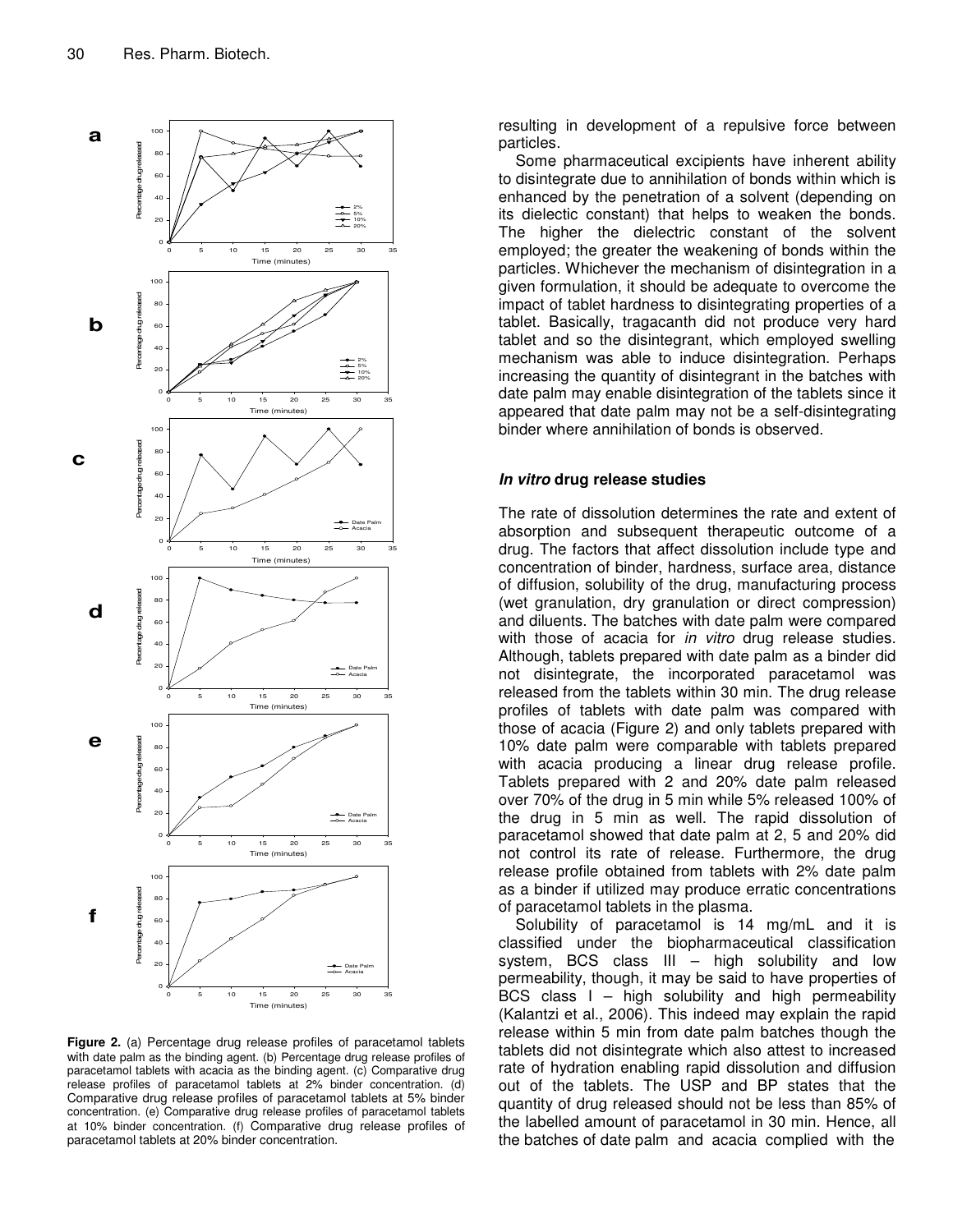a

Percentage drug released

Time (minutes)

2%
5%
10%
20%

b

Percentage drug released

Time (minutes)

2%
5%
10%
20%

c

Percentage drug released

Time (minutes)

Date Palm
Acacia

d

Percentage drug released

Time (minutes)

Date Palm
Acacia

e

Percentagedrug released

Time (minutes)

Date Palm
Acacia

f

Percentage drug released

Time (minutes)

Date Palm
Acacia

**Figure 2.** (a) Percentage drug release profiles of paracetamol tablets with date palm as the binding agent. (b) Percentage drug release profiles of paracetamol tablets with acacia as the binding agent. (c) Comparative drug release profiles of paracetamol tablets at 2% binder concentration. (d) Comparative drug release profiles of paracetamol tablets at 5% binder concentration. (e) Comparative drug release profiles of paracetamol tablets at 10% binder concentration. (f) Comparative drug release profiles of paracetamol tablets at 20% binder concentration.

resulting in development of a repulsive force between particles.

Some pharmaceutical excipients have inherent ability to disintegrate due to annihilation of bonds within which is enhanced by the penetration of a solvent (depending on its dielectic constant) that helps to weaken the bonds. The higher the dielectric constant of the solvent employed; the greater the weakening of bonds within the particles. Whichever the mechanism of disintegration in a given formulation, it should be adequate to overcome the impact of tablet hardness to disintegrating properties of a tablet. Basically, tragacanth did not produce very hard tablet and so the disintegrant, which employed swelling mechanism was able to induce disintegration. Perhaps increasing the quantity of disintegrant in the batches with date palm may enable disintegration of the tablets since it appeared that date palm may not be a self-disintegrating binder where annihilation of bonds is observed.

### *In vitro* drug release studies

The rate of dissolution determines the rate and extent of absorption and subsequent therapeutic outcome of a drug. The factors that affect dissolution include type and concentration of binder, hardness, surface area, distance of diffusion, solubility of the drug, manufacturing process (wet granulation, dry granulation or direct compression) and diluents. The batches with date palm were compared with those of acacia for *in vitro* drug release studies. Although, tablets prepared with date palm as a binder did not disintegrate, the incorporated paracetamol was released from the tablets within 30 min. The drug release profiles of tablets with date palm was compared with those of acacia (Figure 2) and only tablets prepared with 10% date palm were comparable with tablets prepared with acacia producing a linear drug release profile. Tablets prepared with 2 and 20% date palm released over 70% of the drug in 5 min while 5% released 100% of the drug in 5 min as well. The rapid dissolution of paracetamol showed that date palm at 2, 5 and 20% did not control its rate of release. Furthermore, the drug release profile obtained from tablets with 2% date palm as a binder if utilized may produce erratic concentrations of paracetamol tablets in the plasma.

Solubility of paracetamol is 14 mg/mL and it is classified under the biopharmaceutical classification system, BCS class III – high solubility and low permeability, though, it may be said to have properties of BCS class I – high solubility and high permeability (Kalantzi et al., 2006). This indeed may explain the rapid release within 5 min from date palm batches though the tablets did not disintegrate which also attest to increased rate of hydration enabling rapid dissolution and diffusion out of the tablets. The USP and BP states that the quantity of drug released should not be less than 85% of the labelled amount of paracetamol in 30 min. Hence, all the batches of date palm and acacia complied with the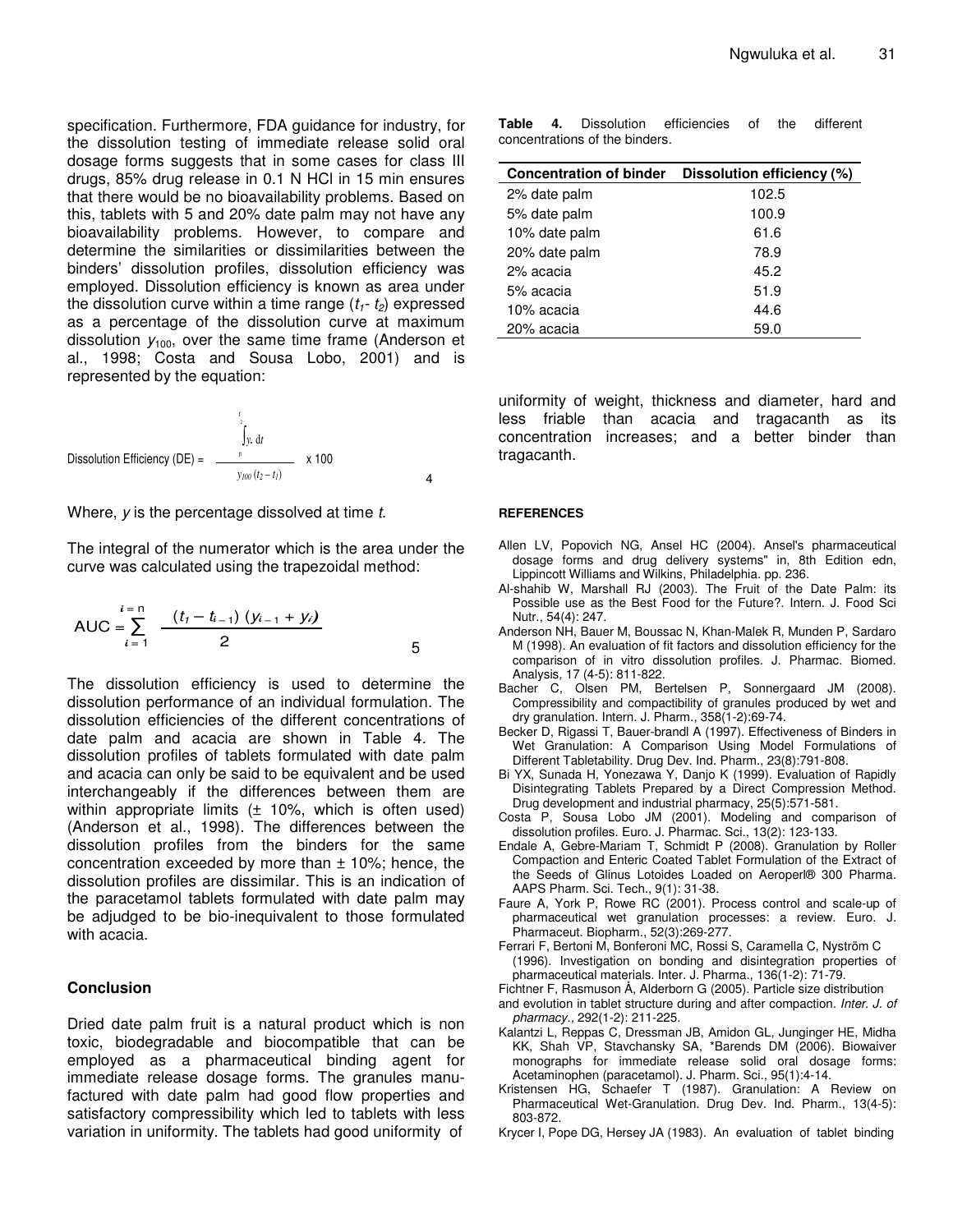specification. Furthermore, FDA guidance for industry, for the dissolution testing of immediate release solid oral dosage forms suggests that in some cases for class III drugs, 85% drug release in 0.1 N HCl in 15 min ensures that there would be no bioavailability problems. Based on this, tablets with 5 and 20% date palm may not have any bioavailability problems. However, to compare and determine the similarities or dissimilarities between the binders' dissolution profiles, dissolution efficiency was employed. Dissolution efficiency is known as area under the dissolution curve within a time range ($t_1$- $t_2$) expressed as a percentage of the dissolution curve at maximum dissolution $y_{100}$, over the same time frame (Anderson et al., 1998; Costa and Sousa Lobo, 2001) and is represented by the equation:

$$\text{Dissolution Efficiency (DE)} = \frac{\int_{t_1}^{t_2} y \cdot dt}{y_{100}(t_2 - t_1)} \times 100 \qquad (4)$$

Where, $y$ is the percentage dissolved at time $t$.

The integral of the numerator which is the area under the curve was calculated using the trapezoidal method:

$$\text{AUC} = \sum_{i=1}^{i=n} \frac{(t_i - t_{i-1})(y_{i-1} + y_i)}{2} \qquad (5)$$

The dissolution efficiency is used to determine the dissolution performance of an individual formulation. The dissolution efficiencies of the different concentrations of date palm and acacia are shown in Table 4. The dissolution profiles of tablets formulated with date palm and acacia can only be said to be equivalent and be used interchangeably if the differences between them are within appropriate limits (± 10%, which is often used) (Anderson et al., 1998). The differences between the dissolution profiles from the binders for the same concentration exceeded by more than ± 10%; hence, the dissolution profiles are dissimilar. This is an indication of the paracetamol tablets formulated with date palm may be adjudged to be bio-inequivalent to those formulated with acacia.

**Table 4.** Dissolution efficiencies of the different concentrations of the binders.

| Concentration of binder | Dissolution efficiency (%) |
|---|---|
| 2% date palm | 102.5 |
| 5% date palm | 100.9 |
| 10% date palm | 61.6 |
| 20% date palm | 78.9 |
| 2% acacia | 45.2 |
| 5% acacia | 51.9 |
| 10% acacia | 44.6 |
| 20% acacia | 59.0 |

## Conclusion

Dried date palm fruit is a natural product which is non toxic, biodegradable and biocompatible that can be employed as a pharmaceutical binding agent for immediate release dosage forms. The granules manufactured with date palm had good flow properties and satisfactory compressibility which led to tablets with less variation in uniformity. The tablets had good uniformity of weight, thickness and diameter, hard and less friable than acacia and tragacanth as its concentration increases; and a better binder than tragacanth.

## REFERENCES

Allen LV, Popovich NG, Ansel HC (2004). Ansel's pharmaceutical dosage forms and drug delivery systems" in, 8th Edition edn, Lippincott Williams and Wilkins, Philadelphia. pp. 236.

Al-shahib W, Marshall RJ (2003). The Fruit of the Date Palm: its Possible use as the Best Food for the Future?. Intern. J. Food Sci Nutr., 54(4): 247.

Anderson NH, Bauer M, Boussac N, Khan-Malek R, Munden P, Sardaro M (1998). An evaluation of fit factors and dissolution efficiency for the comparison of in vitro dissolution profiles. J. Pharmac. Biomed. Analysis, 17 (4-5): 811-822.

Bacher C, Olsen PM, Bertelsen P, Sonnergaard JM (2008). Compressibility and compactibility of granules produced by wet and dry granulation. Intern. J. Pharm., 358(1-2):69-74.

Becker D, Rigassi T, Bauer-brandl A (1997). Effectiveness of Binders in Wet Granulation: A Comparison Using Model Formulations of Different Tabletability. Drug Dev. Ind. Pharm., 23(8):791-808.

Bi YX, Sunada H, Yonezawa Y, Danjo K (1999). Evaluation of Rapidly Disintegrating Tablets Prepared by a Direct Compression Method. Drug development and industrial pharmacy, 25(5):571-581.

Costa P, Sousa Lobo JM (2001). Modeling and comparison of dissolution profiles. Euro. J. Pharmac. Sci., 13(2): 123-133.

Endale A, Gebre-Mariam T, Schmidt P (2008). Granulation by Roller Compaction and Enteric Coated Tablet Formulation of the Extract of the Seeds of Glinus Lotoides Loaded on Aeroperl® 300 Pharma. AAPS Pharm. Sci. Tech., 9(1): 31-38.

Faure A, York P, Rowe RC (2001). Process control and scale-up of pharmaceutical wet granulation processes: a review. Euro. J. Pharmaceut. Biopharm., 52(3):269-277.

Ferrari F, Bertoni M, Bonferoni MC, Rossi S, Caramella C, Nyström C (1996). Investigation on bonding and disintegration properties of pharmaceutical materials. Inter. J. Pharma., 136(1-2): 71-79.

Fichtner F, Rasmuson Å, Alderborn G (2005). Particle size distribution and evolution in tablet structure during and after compaction. *Inter. J. of pharmacy.,* 292(1-2): 211-225.

Kalantzi L, Reppas C, Dressman JB, Amidon GL, Junginger HE, Midha KK, Shah VP, Stavchansky SA, *Barends DM (2006). Biowaiver monographs for immediate release solid oral dosage forms: Acetaminophen (paracetamol). J. Pharm. Sci., 95(1):4-14.

Kristensen HG, Schaefer T (1987). Granulation: A Review on Pharmaceutical Wet-Granulation. Drug Dev. Ind. Pharm., 13(4-5): 803-872.

Krycer I, Pope DG, Hersey JA (1983). An evaluation of tablet binding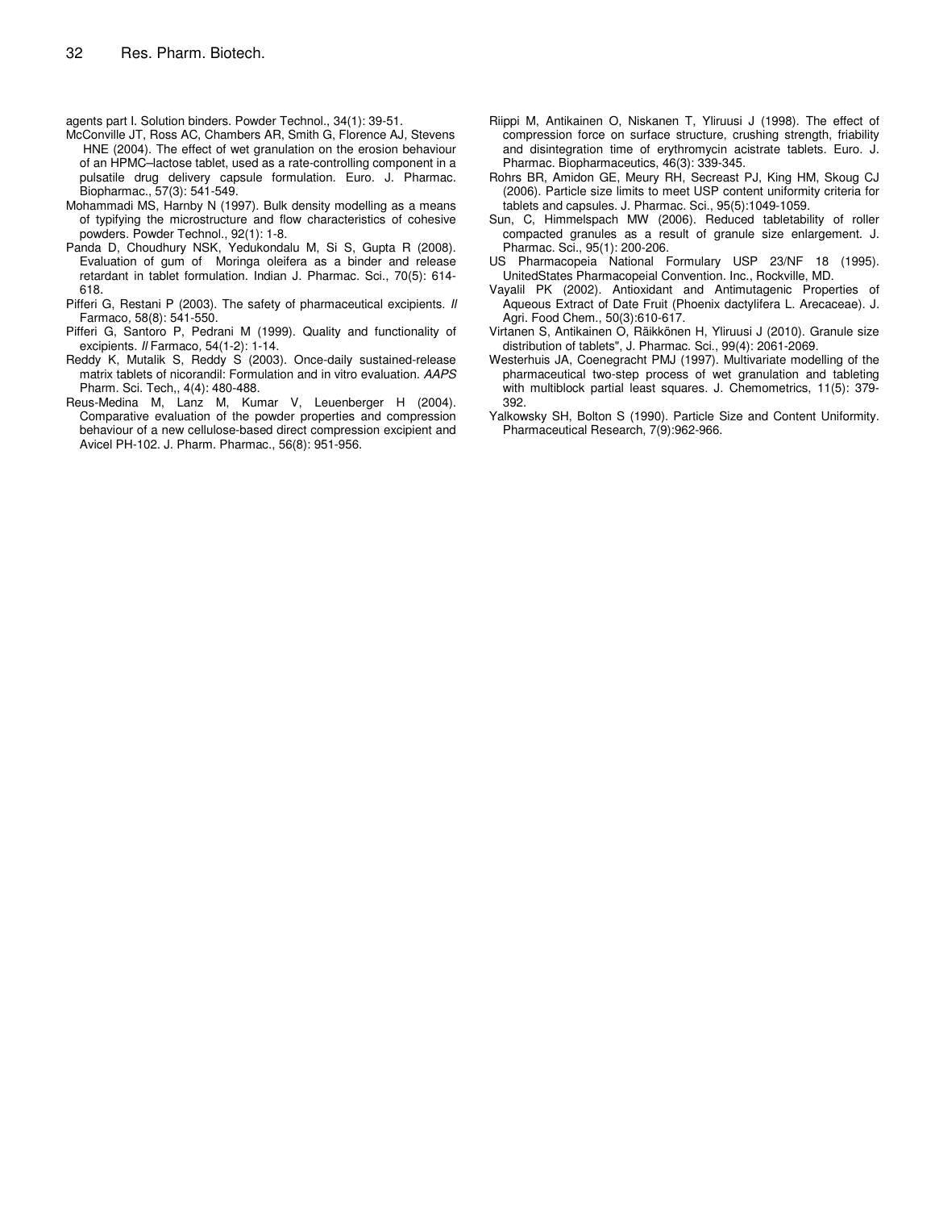agents part I. Solution binders. Powder Technol., 34(1): 39-51.

McConville JT, Ross AC, Chambers AR, Smith G, Florence AJ, Stevens HNE (2004). The effect of wet granulation on the erosion behaviour of an HPMC–lactose tablet, used as a rate-controlling component in a pulsatile drug delivery capsule formulation. Euro. J. Pharmac. Biopharmac., 57(3): 541-549.

Mohammadi MS, Harnby N (1997). Bulk density modelling as a means of typifying the microstructure and flow characteristics of cohesive powders. Powder Technol., 92(1): 1-8.

Panda D, Choudhury NSK, Yedukondalu M, Si S, Gupta R (2008). Evaluation of gum of Moringa oleifera as a binder and release retardant in tablet formulation. Indian J. Pharmac. Sci., 70(5): 614-618.

Pifferi G, Restani P (2003). The safety of pharmaceutical excipients. *Il* Farmaco, 58(8): 541-550.

Pifferi G, Santoro P, Pedrani M (1999). Quality and functionality of excipients. *Il* Farmaco, 54(1-2): 1-14.

Reddy K, Mutalik S, Reddy S (2003). Once-daily sustained-release matrix tablets of nicorandil: Formulation and in vitro evaluation. *AAPS* Pharm. Sci. Tech,, 4(4): 480-488.

Reus-Medina M, Lanz M, Kumar V, Leuenberger H (2004). Comparative evaluation of the powder properties and compression behaviour of a new cellulose-based direct compression excipient and Avicel PH-102. J. Pharm. Pharmac., 56(8): 951-956.

Riippi M, Antikainen O, Niskanen T, Yliruusi J (1998). The effect of compression force on surface structure, crushing strength, friability and disintegration time of erythromycin acistrate tablets. Euro. J. Pharmac. Biopharmaceutics, 46(3): 339-345.

Rohrs BR, Amidon GE, Meury RH, Secreast PJ, King HM, Skoug CJ (2006). Particle size limits to meet USP content uniformity criteria for tablets and capsules. J. Pharmac. Sci., 95(5):1049-1059.

Sun, C, Himmelspach MW (2006). Reduced tabletability of roller compacted granules as a result of granule size enlargement. J. Pharmac. Sci., 95(1): 200-206.

US Pharmacopeia National Formulary USP 23/NF 18 (1995). UnitedStates Pharmacopeial Convention. Inc., Rockville, MD.

Vayalil PK (2002). Antioxidant and Antimutagenic Properties of Aqueous Extract of Date Fruit (Phoenix dactylifera L. Arecaceae). J. Agri. Food Chem., 50(3):610-617.

Virtanen S, Antikainen O, Räikkönen H, Yliruusi J (2010). Granule size distribution of tablets", J. Pharmac. Sci., 99(4): 2061-2069.

Westerhuis JA, Coenegracht PMJ (1997). Multivariate modelling of the pharmaceutical two-step process of wet granulation and tableting with multiblock partial least squares. J. Chemometrics, 11(5): 379-392.

Yalkowsky SH, Bolton S (1990). Particle Size and Content Uniformity. Pharmaceutical Research, 7(9):962-966.